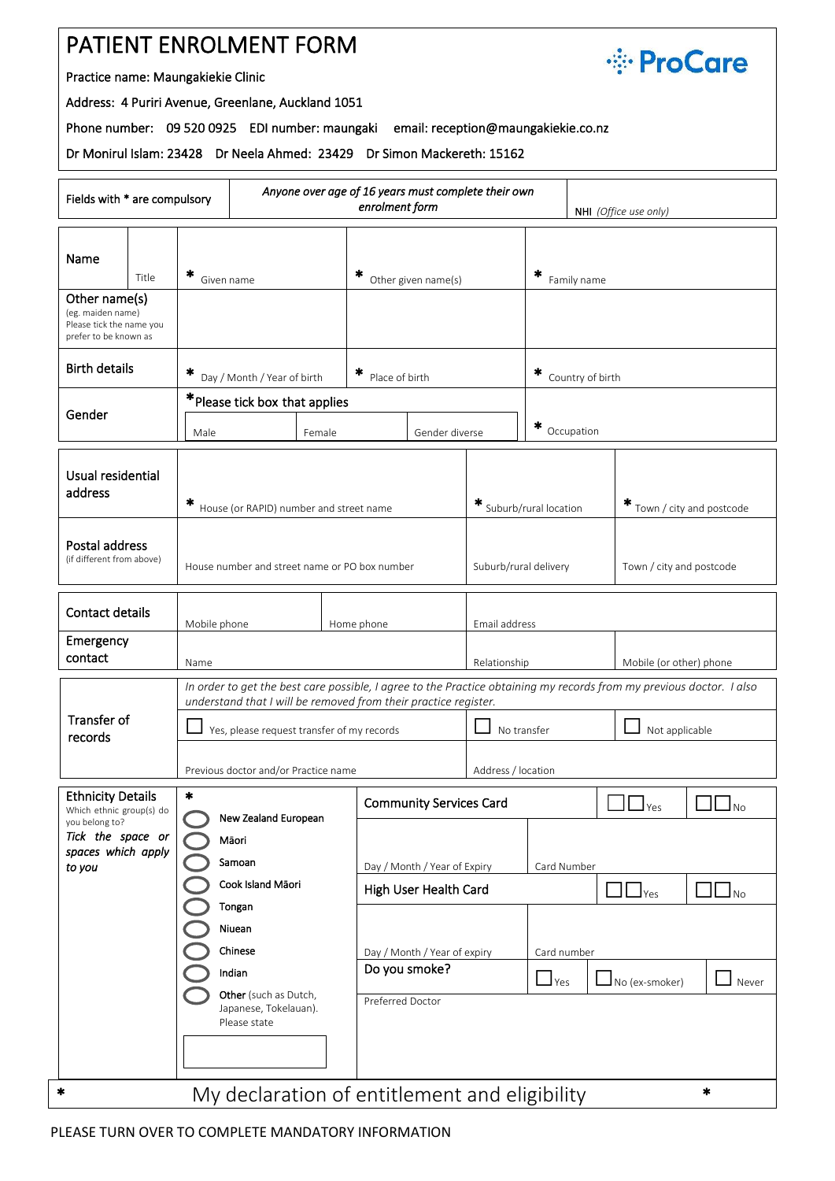# PATIENT ENROLMENT FORM

ProCare

Practice name: Maungakiekie Clinic

Address: 4 Puriri Avenue, Greenlane, Auckland 1051

Phone number: 09 520 0925 EDI number: maungaki email: reception@maungakiekie.co.nz

Dr Monirul Islam: 23428 Dr Neela Ahmed: 23429 Dr Simon Mackereth: 15162

| Fields with * are compulsory | *Anyone over age of 16 years must complete their own enrolment form* | NHI *(Office use only)* |
|---|---|---|

| | | | | |
|---|---|---|---|---|
| Name | Title | * Given name | * Other given name(s) | * Family name |
| Other name(s) (eg. maiden name) Please tick the name you prefer to be known as | | | | |
| Birth details | | * Day / Month / Year of birth | * Place of birth | * Country of birth |
| Gender | | *Please tick box that applies: Male / Female / Gender diverse | | * Occupation |

| | | | |
|---|---|---|---|
| Usual residential address | * House (or RAPID) number and street name | * Suburb/rural location | * Town / city and postcode |
| Postal address (if different from above) | House number and street name or PO box number | Suburb/rural delivery | Town / city and postcode |

| | | | | |
|---|---|---|---|---|
| Contact details | Mobile phone | Home phone | Email address | |
| Emergency contact | Name | | Relationship | Mobile (or other) phone |

| | | | |
|---|---|---|---|
| Transfer of records | *In order to get the best care possible, I agree to the Practice obtaining my records from my previous doctor. I also understand that I will be removed from their practice register.* | | |
| | ☐ Yes, please request transfer of my records | ☐ No transfer | ☐ Not applicable |
| | Previous doctor and/or Practice name | Address / location | |

| | | | |
|---|---|---|---|
| **Ethnicity Details** Which ethnic group(s) do you belong to? *Tick the space or spaces which apply to you* | * | Community Services Card | ☐☐ Yes ☐☐ No |
| | ◯ New Zealand European | Day / Month / Year of Expiry | Card Number |
| | ◯ Māori | High User Health Card | ☐☐ Yes ☐☐ No |
| | ◯ Samoan | Day / Month / Year of expiry | Card number |
| | ◯ Cook Island Māori | Do you smoke? | ☐ Yes ☐ No (ex-smoker) ☐ Never |
| | ◯ Tongan | Preferred Doctor | |
| | ◯ Niuean | | |
| | ◯ Chinese | | |
| | ◯ Indian | | |
| | ◯ Other (such as Dutch, Japanese, Tokelauan). Please state | | |

\* My declaration of entitlement and eligibility \*

PLEASE TURN OVER TO COMPLETE MANDATORY INFORMATION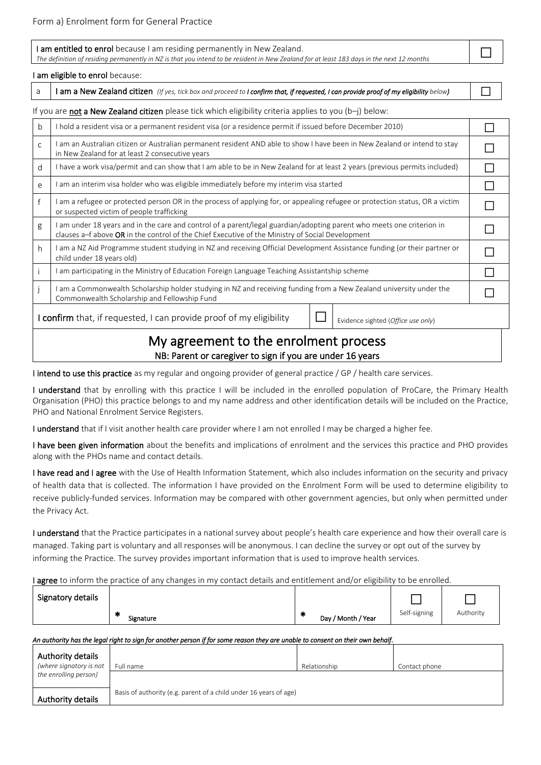Form a) Enrolment form for General Practice

| | |
|---|---|
| **I am entitled to enrol** because I am residing permanently in New Zealand.<br>*The definition of residing permanently in NZ is that you intend to be resident in New Zealand for at least 183 days in the next 12 months* | ☐ |

**I am eligible to enrol** because:

| | | |
|---|---|---|
| a | **I am a New Zealand citizen** *(If yes, tick box and proceed to **I confirm that, if requested, I can provide proof of my eligibility** below)* | ☐ |

If you are **not a New Zealand citizen** please tick which eligibility criteria applies to you (b–j) below:

| | | |
|---|---|---|
| b | I hold a resident visa or a permanent resident visa (or a residence permit if issued before December 2010) | ☐ |
| c | I am an Australian citizen or Australian permanent resident AND able to show I have been in New Zealand or intend to stay in New Zealand for at least 2 consecutive years | ☐ |
| d | I have a work visa/permit and can show that I am able to be in New Zealand for at least 2 years (previous permits included) | ☐ |
| e | I am an interim visa holder who was eligible immediately before my interim visa started | ☐ |
| f | I am a refugee or protected person OR in the process of applying for, or appealing refugee or protection status, OR a victim or suspected victim of people trafficking | ☐ |
| g | I am under 18 years and in the care and control of a parent/legal guardian/adopting parent who meets one criterion in clauses a–f above **OR** in the control of the Chief Executive of the Ministry of Social Development | ☐ |
| h | I am a NZ Aid Programme student studying in NZ and receiving Official Development Assistance funding (or their partner or child under 18 years old) | ☐ |
| i | I am participating in the Ministry of Education Foreign Language Teaching Assistantship scheme | ☐ |
| j | I am a Commonwealth Scholarship holder studying in NZ and receiving funding from a New Zealand university under the Commonwealth Scholarship and Fellowship Fund | ☐ |

| | | |
|---|---|---|
| **I confirm** that, if requested, I can provide proof of my eligibility | ☐ | Evidence sighted (*Office use only*) |

## My agreement to the enrolment process

**NB: Parent or caregiver to sign if you are under 16 years**

**I intend to use this practice** as my regular and ongoing provider of general practice / GP / health care services.

**I understand** that by enrolling with this practice I will be included in the enrolled population of ProCare, the Primary Health Organisation (PHO) this practice belongs to and my name address and other identification details will be included on the Practice, PHO and National Enrolment Service Registers.

**I understand** that if I visit another health care provider where I am not enrolled I may be charged a higher fee.

**I have been given information** about the benefits and implications of enrolment and the services this practice and PHO provides along with the PHOs name and contact details.

**I have read and I agree** with the Use of Health Information Statement, which also includes information on the security and privacy of health data that is collected. The information I have provided on the Enrolment Form will be used to determine eligibility to receive publicly-funded services. Information may be compared with other government agencies, but only when permitted under the Privacy Act.

**I understand** that the Practice participates in a national survey about people's health care experience and how their overall care is managed. Taking part is voluntary and all responses will be anonymous. I can decline the survey or opt out of the survey by informing the Practice. The survey provides important information that is used to improve health services.

**I agree** to inform the practice of any changes in my contact details and entitlement and/or eligibility to be enrolled.

| | | | | |
|---|---|---|---|---|
| **Signatory details** | * Signature | * Day / Month / Year | ☐ Self-signing | ☐ Authority |

*An authority has the legal right to sign for another person if for some reason they are unable to consent on their own behalf.*

| | | | |
|---|---|---|---|
| **Authority details** *(where signatory is not the enrolling person)* | Full name | Relationship | Contact phone |
| **Authority details** | Basis of authority (e.g. parent of a child under 16 years of age) | | |